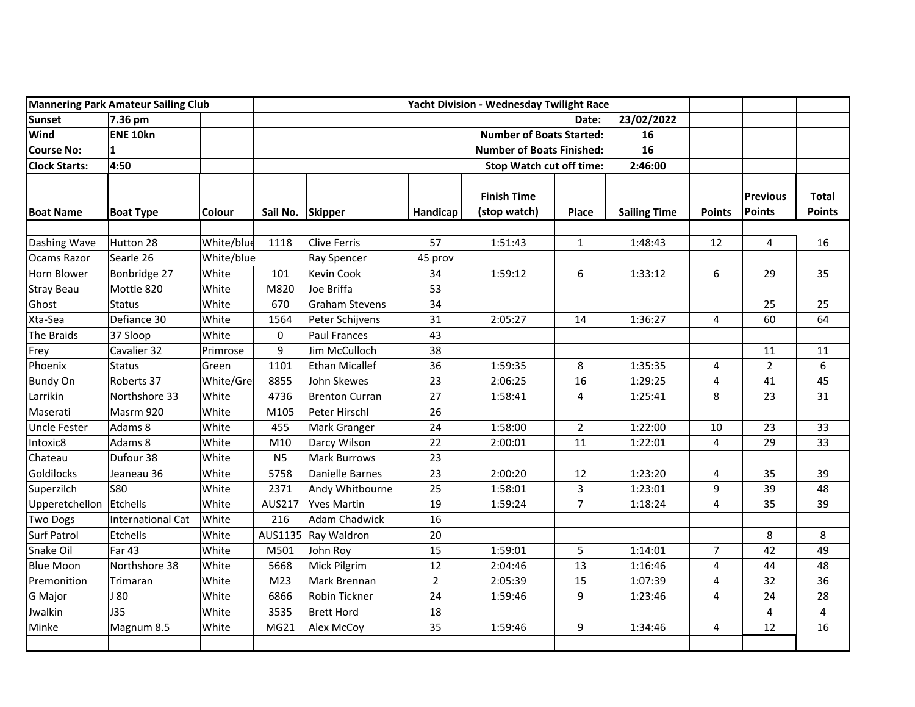| Mannering Park Amateur Sailing Club | | | | Yacht Division - Wednesday Twilight Race | | | | | | | |
|---|---|---|---|---|---|---|---|---|---|---|---|
| Sunset | 7.36 pm | | | | | | Date: | 23/02/2022 | | | |
| Wind | ENE 10kn | | | | | Number of Boats Started: | | 16 | | | |
| Course No: | 1 | | | | | Number of Boats Finished: | | 16 | | | |
| Clock Starts: | 4:50 | | | | | Stop Watch cut off time: | | 2:46:00 | | | |
| **Boat Name** | **Boat Type** | **Colour** | **Sail No.** | **Skipper** | **Handicap** | **Finish Time (stop watch)** | **Place** | **Sailing Time** | **Points** | **Previous Points** | **Total Points** |
| | | | | | | | | | | | |
| Dashing Wave | Hutton 28 | White/blue | 1118 | Clive Ferris | 57 | 1:51:43 | 1 | 1:48:43 | 12 | 4 | 16 |
| Ocams Razor | Searle 26 | White/blue | | Ray Spencer | 45 prov | | | | | | |
| Horn Blower | Bonbridge 27 | White | 101 | Kevin Cook | 34 | 1:59:12 | 6 | 1:33:12 | 6 | 29 | 35 |
| Stray Beau | Mottle 820 | White | M820 | Joe Briffa | 53 | | | | | | |
| Ghost | Status | White | 670 | Graham Stevens | 34 | | | | | 25 | 25 |
| Xta-Sea | Defiance 30 | White | 1564 | Peter Schijvens | 31 | 2:05:27 | 14 | 1:36:27 | 4 | 60 | 64 |
| The Braids | 37 Sloop | White | 0 | Paul Frances | 43 | | | | | | |
| Frey | Cavalier 32 | Primrose | 9 | Jim McCulloch | 38 | | | | | 11 | 11 |
| Phoenix | Status | Green | 1101 | Ethan Micallef | 36 | 1:59:35 | 8 | 1:35:35 | 4 | 2 | 6 |
| Bundy On | Roberts 37 | White/Grey | 8855 | John Skewes | 23 | 2:06:25 | 16 | 1:29:25 | 4 | 41 | 45 |
| Larrikin | Northshore 33 | White | 4736 | Brenton Curran | 27 | 1:58:41 | 4 | 1:25:41 | 8 | 23 | 31 |
| Maserati | Masrm 920 | White | M105 | Peter Hirschl | 26 | | | | | | |
| Uncle Fester | Adams 8 | White | 455 | Mark Granger | 24 | 1:58:00 | 2 | 1:22:00 | 10 | 23 | 33 |
| Intoxic8 | Adams 8 | White | M10 | Darcy Wilson | 22 | 2:00:01 | 11 | 1:22:01 | 4 | 29 | 33 |
| Chateau | Dufour 38 | White | N5 | Mark Burrows | 23 | | | | | | |
| Goldilocks | Jeaneau 36 | White | 5758 | Danielle Barnes | 23 | 2:00:20 | 12 | 1:23:20 | 4 | 35 | 39 |
| Superzilch | S80 | White | 2371 | Andy Whitbourne | 25 | 1:58:01 | 3 | 1:23:01 | 9 | 39 | 48 |
| Upperetchellon | Etchells | White | AUS217 | Yves Martin | 19 | 1:59:24 | 7 | 1:18:24 | 4 | 35 | 39 |
| Two Dogs | International Cat | White | 216 | Adam Chadwick | 16 | | | | | | |
| Surf Patrol | Etchells | White | AUS1135 | Ray Waldron | 20 | | | | | 8 | 8 |
| Snake Oil | Far 43 | White | M501 | John Roy | 15 | 1:59:01 | 5 | 1:14:01 | 7 | 42 | 49 |
| Blue Moon | Northshore 38 | White | 5668 | Mick Pilgrim | 12 | 2:04:46 | 13 | 1:16:46 | 4 | 44 | 48 |
| Premonition | Trimaran | White | M23 | Mark Brennan | 2 | 2:05:39 | 15 | 1:07:39 | 4 | 32 | 36 |
| G Major | J 80 | White | 6866 | Robin Tickner | 24 | 1:59:46 | 9 | 1:23:46 | 4 | 24 | 28 |
| Jwalkin | J35 | White | 3535 | Brett Hord | 18 | | | | | 4 | 4 |
| Minke | Magnum 8.5 | White | MG21 | Alex McCoy | 35 | 1:59:46 | 9 | 1:34:46 | 4 | 12 | 16 |
| | | | | | | | | | | | |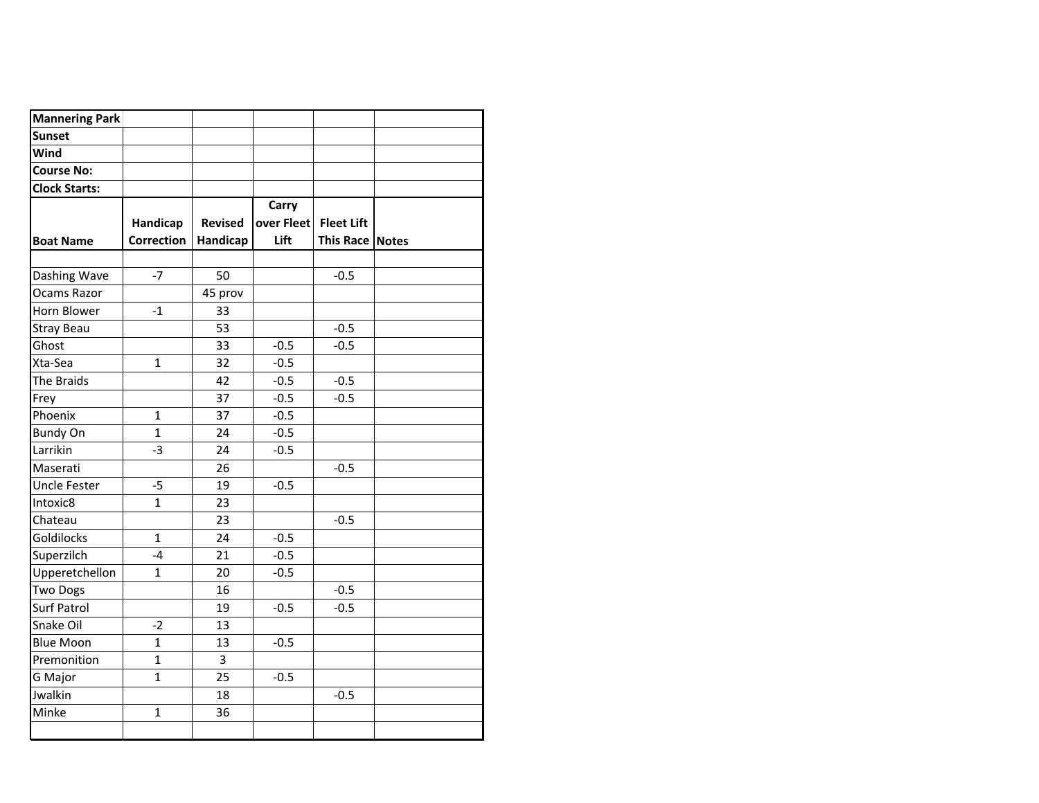| | | | | | |
|---|---|---|---|---|---|
| **Mannering Park** | | | | | |
| **Sunset** | | | | | |
| **Wind** | | | | | |
| **Course No:** | | | | | |
| **Clock Starts:** | | | | | |
| **Boat Name** | **Handicap Correction** | **Revised Handicap** | **Carry over Fleet Lift** | **Fleet Lift This Race** | **Notes** |
| | | | | | |
| Dashing Wave | -7 | 50 | | -0.5 | |
| Ocams Razor | | 45 prov | | | |
| Horn Blower | -1 | 33 | | | |
| Stray Beau | | 53 | | -0.5 | |
| Ghost | | 33 | -0.5 | -0.5 | |
| Xta-Sea | 1 | 32 | -0.5 | | |
| The Braids | | 42 | -0.5 | -0.5 | |
| Frey | | 37 | -0.5 | -0.5 | |
| Phoenix | 1 | 37 | -0.5 | | |
| Bundy On | 1 | 24 | -0.5 | | |
| Larrikin | -3 | 24 | -0.5 | | |
| Maserati | | 26 | | -0.5 | |
| Uncle Fester | -5 | 19 | -0.5 | | |
| Intoxic8 | 1 | 23 | | | |
| Chateau | | 23 | | -0.5 | |
| Goldilocks | 1 | 24 | -0.5 | | |
| Superzilch | -4 | 21 | -0.5 | | |
| Upperetchellon | 1 | 20 | -0.5 | | |
| Two Dogs | | 16 | | -0.5 | |
| Surf Patrol | | 19 | -0.5 | -0.5 | |
| Snake Oil | -2 | 13 | | | |
| Blue Moon | 1 | 13 | -0.5 | | |
| Premonition | 1 | 3 | | | |
| G Major | 1 | 25 | -0.5 | | |
| Jwalkin | | 18 | | -0.5 | |
| Minke | 1 | 36 | | | |
| | | | | | |